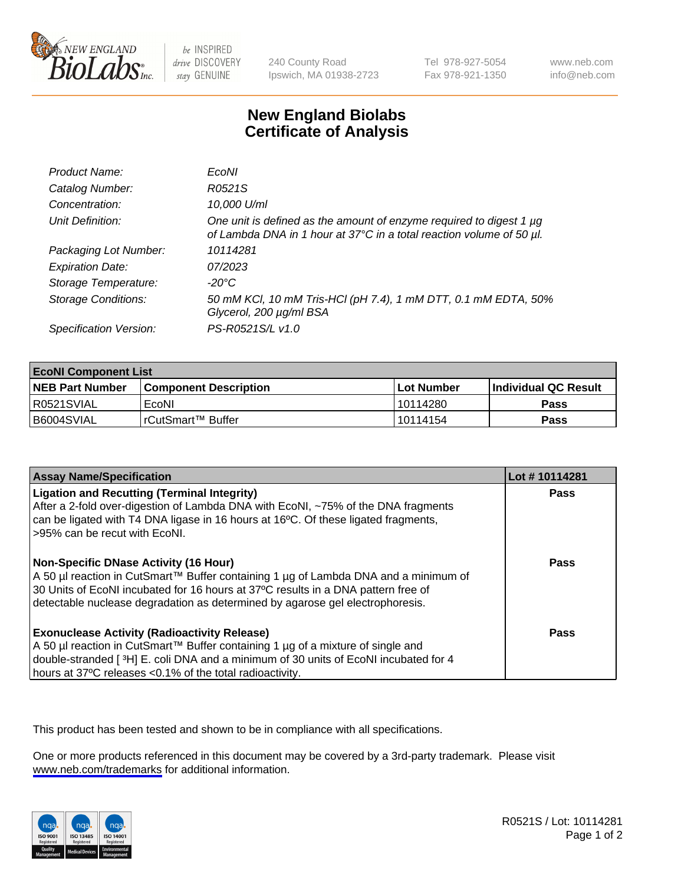New England BioLabs Inc. — be INSPIRED drive DISCOVERY stay GENUINE

240 County Road
Ipswich, MA 01938-2723

Tel 978-927-5054
Fax 978-921-1350

www.neb.com
info@neb.com

# New England Biolabs Certificate of Analysis

| | |
|---|---|
| *Product Name:* | *EcoNI* |
| *Catalog Number:* | *R0521S* |
| *Concentration:* | *10,000 U/ml* |
| *Unit Definition:* | *One unit is defined as the amount of enzyme required to digest 1 µg of Lambda DNA in 1 hour at 37°C in a total reaction volume of 50 µl.* |
| *Packaging Lot Number:* | *10114281* |
| *Expiration Date:* | *07/2023* |
| *Storage Temperature:* | *-20°C* |
| *Storage Conditions:* | *50 mM KCl, 10 mM Tris-HCl (pH 7.4), 1 mM DTT, 0.1 mM EDTA, 50% Glycerol, 200 µg/ml BSA* |
| *Specification Version:* | *PS-R0521S/L v1.0* |

| **EcoNI Component List** | | | |
|---|---|---|---|
| **NEB Part Number** | **Component Description** | **Lot Number** | **Individual QC Result** |
| R0521SVIAL | EcoNI | 10114280 | **Pass** |
| B6004SVIAL | rCutSmart™ Buffer | 10114154 | **Pass** |

| **Assay Name/Specification** | **Lot # 10114281** |
|---|---|
| **Ligation and Recutting (Terminal Integrity)** After a 2-fold over-digestion of Lambda DNA with EcoNI, ~75% of the DNA fragments can be ligated with T4 DNA ligase in 16 hours at 16ºC. Of these ligated fragments, >95% can be recut with EcoNI. | **Pass** |
| **Non-Specific DNase Activity (16 Hour)** A 50 µl reaction in CutSmart™ Buffer containing 1 µg of Lambda DNA and a minimum of 30 Units of EcoNI incubated for 16 hours at 37ºC results in a DNA pattern free of detectable nuclease degradation as determined by agarose gel electrophoresis. | **Pass** |
| **Exonuclease Activity (Radioactivity Release)** A 50 µl reaction in CutSmart™ Buffer containing 1 µg of a mixture of single and double-stranded [ $^3$H] E. coli DNA and a minimum of 30 units of EcoNI incubated for 4 hours at 37ºC releases <0.1% of the total radioactivity. | **Pass** |

This product has been tested and shown to be in compliance with all specifications.

One or more products referenced in this document may be covered by a 3rd-party trademark. Please visit www.neb.com/trademarks for additional information.

ISO 9001 Registered Quality Management | ISO 13485 Registered Medical Devices | ISO 14001 Registered Environmental Management

R0521S / Lot: 10114281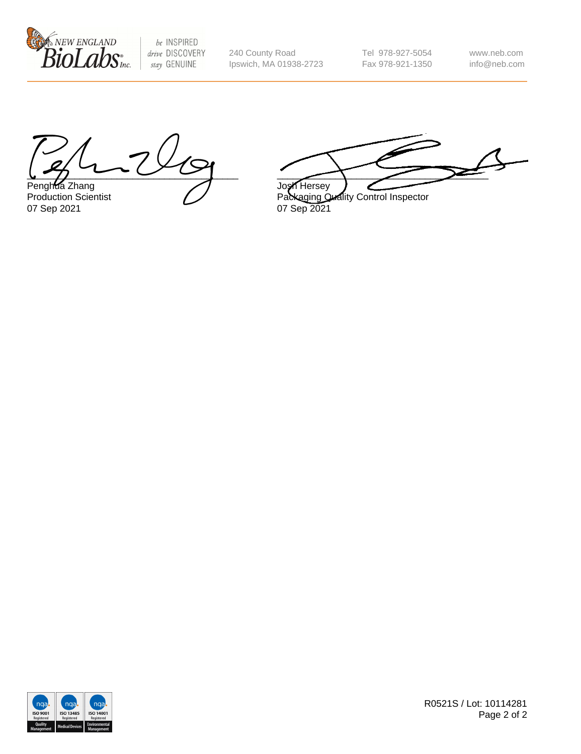Penghua Zhang
Production Scientist
07 Sep 2021

Josh Hersey
Packaging Quality Control Inspector
07 Sep 2021

R0521S / Lot: 10114281